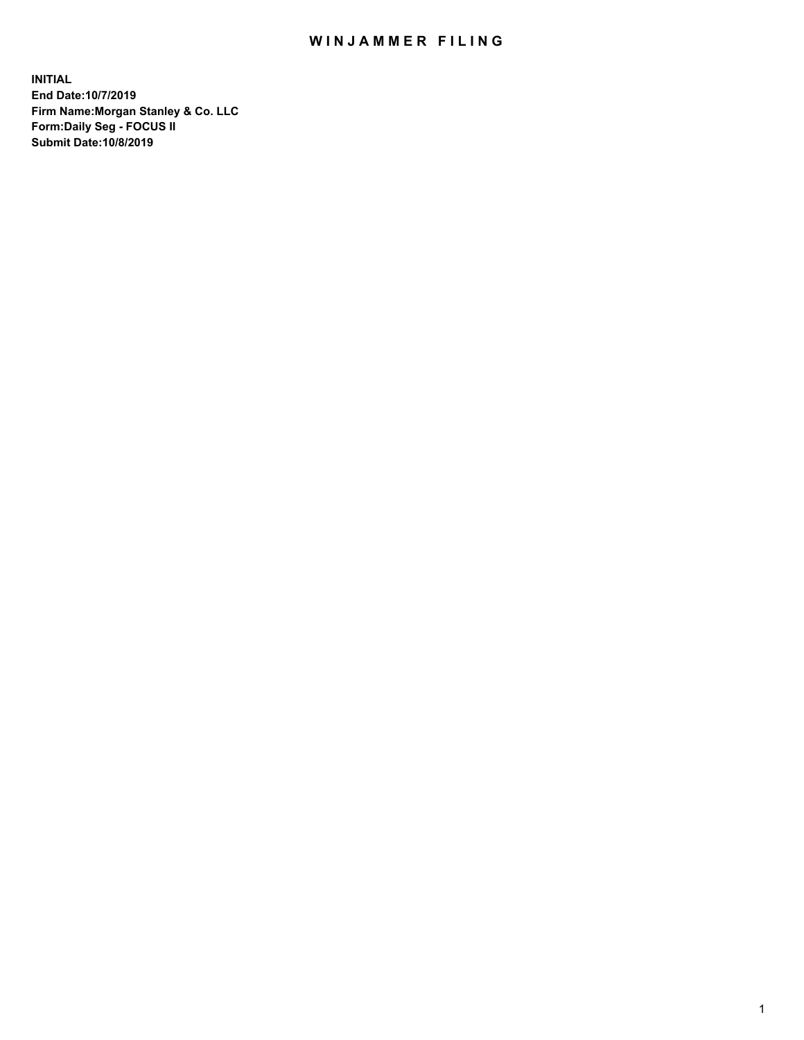# WINJAMMER FILING

**INITIAL**
**End Date:10/7/2019**
**Firm Name:Morgan Stanley & Co. LLC**
**Form:Daily Seg - FOCUS II**
**Submit Date:10/8/2019**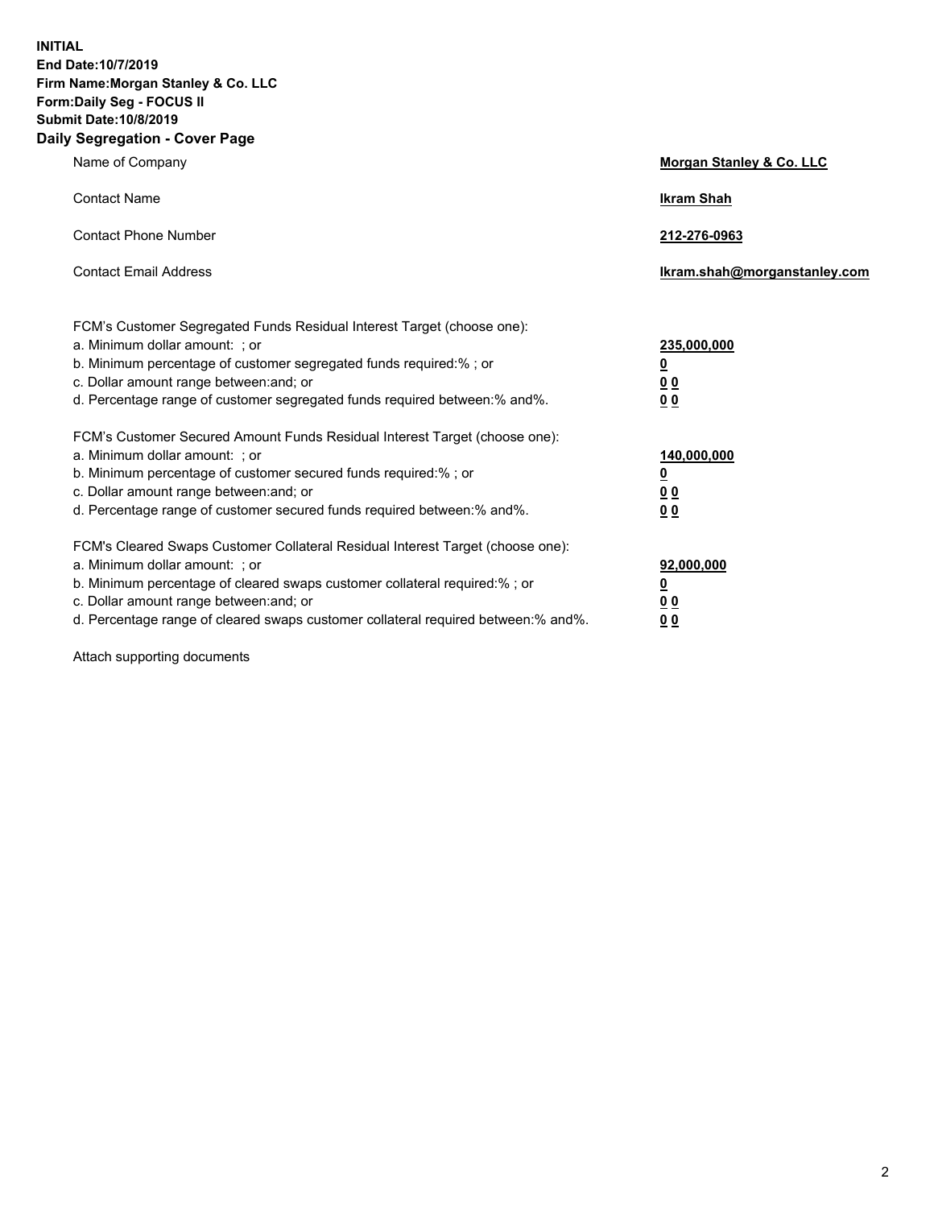**INITIAL**
**End Date:10/7/2019**
**Firm Name:Morgan Stanley & Co. LLC**
**Form:Daily Seg - FOCUS II**
**Submit Date:10/8/2019**

## Daily Segregation - Cover Page

| | |
|---|---|
| Name of Company | **Morgan Stanley & Co. LLC** |
| Contact Name | **Ikram Shah** |
| Contact Phone Number | **212-276-0963** |
| Contact Email Address | **Ikram.shah@morganstanley.com** |

| | |
|---|---|
| FCM's Customer Segregated Funds Residual Interest Target (choose one): | |
| a. Minimum dollar amount: ; or | **235,000,000** |
| b. Minimum percentage of customer segregated funds required:% ; or | **0** |
| c. Dollar amount range between:and; or | **0 0** |
| d. Percentage range of customer segregated funds required between:% and%. | **0 0** |
| FCM's Customer Secured Amount Funds Residual Interest Target (choose one): | |
| a. Minimum dollar amount: ; or | **140,000,000** |
| b. Minimum percentage of customer secured funds required:% ; or | **0** |
| c. Dollar amount range between:and; or | **0 0** |
| d. Percentage range of customer secured funds required between:% and%. | **0 0** |
| FCM's Cleared Swaps Customer Collateral Residual Interest Target (choose one): | |
| a. Minimum dollar amount: ; or | **92,000,000** |
| b. Minimum percentage of cleared swaps customer collateral required:% ; or | **0** |
| c. Dollar amount range between:and; or | **0 0** |
| d. Percentage range of cleared swaps customer collateral required between:% and%. | **0 0** |

Attach supporting documents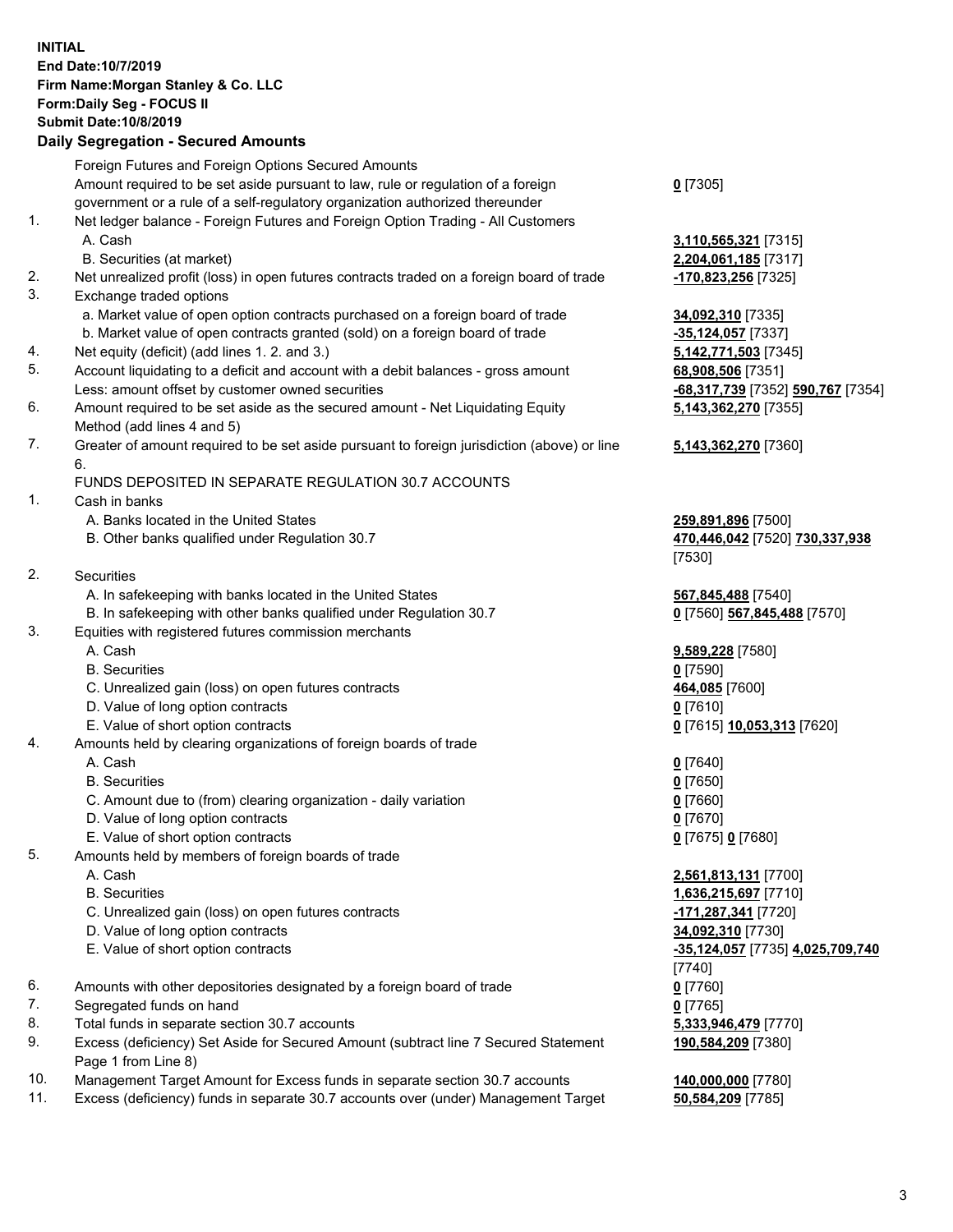**INITIAL**
**End Date:10/7/2019**
**Firm Name:Morgan Stanley & Co. LLC**
**Form:Daily Seg - FOCUS II**
**Submit Date:10/8/2019**

**Daily Segregation - Secured Amounts**

| | | |
|---|---|---|
| | Foreign Futures and Foreign Options Secured Amounts | |
| | Amount required to be set aside pursuant to law, rule or regulation of a foreign government or a rule of a self-regulatory organization authorized thereunder | **0** [7305] |
| 1. | Net ledger balance - Foreign Futures and Foreign Option Trading - All Customers | |
| | A. Cash | **3,110,565,321** [7315] |
| | B. Securities (at market) | **2,204,061,185** [7317] |
| 2. | Net unrealized profit (loss) in open futures contracts traded on a foreign board of trade | **-170,823,256** [7325] |
| 3. | Exchange traded options | |
| | a. Market value of open option contracts purchased on a foreign board of trade | **34,092,310** [7335] |
| | b. Market value of open contracts granted (sold) on a foreign board of trade | **-35,124,057** [7337] |
| 4. | Net equity (deficit) (add lines 1. 2. and 3.) | **5,142,771,503** [7345] |
| 5. | Account liquidating to a deficit and account with a debit balances - gross amount | **68,908,506** [7351] |
| | Less: amount offset by customer owned securities | **-68,317,739** [7352] **590,767** [7354] |
| 6. | Amount required to be set aside as the secured amount - Net Liquidating Equity Method (add lines 4 and 5) | **5,143,362,270** [7355] |
| 7. | Greater of amount required to be set aside pursuant to foreign jurisdiction (above) or line 6. | **5,143,362,270** [7360] |
| | FUNDS DEPOSITED IN SEPARATE REGULATION 30.7 ACCOUNTS | |
| 1. | Cash in banks | |
| | A. Banks located in the United States | **259,891,896** [7500] |
| | B. Other banks qualified under Regulation 30.7 | **470,446,042** [7520] **730,337,938** [7530] |
| 2. | Securities | |
| | A. In safekeeping with banks located in the United States | **567,845,488** [7540] |
| | B. In safekeeping with other banks qualified under Regulation 30.7 | **0** [7560] **567,845,488** [7570] |
| 3. | Equities with registered futures commission merchants | |
| | A. Cash | **9,589,228** [7580] |
| | B. Securities | **0** [7590] |
| | C. Unrealized gain (loss) on open futures contracts | **464,085** [7600] |
| | D. Value of long option contracts | **0** [7610] |
| | E. Value of short option contracts | **0** [7615] **10,053,313** [7620] |
| 4. | Amounts held by clearing organizations of foreign boards of trade | |
| | A. Cash | **0** [7640] |
| | B. Securities | **0** [7650] |
| | C. Amount due to (from) clearing organization - daily variation | **0** [7660] |
| | D. Value of long option contracts | **0** [7670] |
| | E. Value of short option contracts | **0** [7675] **0** [7680] |
| 5. | Amounts held by members of foreign boards of trade | |
| | A. Cash | **2,561,813,131** [7700] |
| | B. Securities | **1,636,215,697** [7710] |
| | C. Unrealized gain (loss) on open futures contracts | **-171,287,341** [7720] |
| | D. Value of long option contracts | **34,092,310** [7730] |
| | E. Value of short option contracts | **-35,124,057** [7735] **4,025,709,740** [7740] |
| 6. | Amounts with other depositories designated by a foreign board of trade | **0** [7760] |
| 7. | Segregated funds on hand | **0** [7765] |
| 8. | Total funds in separate section 30.7 accounts | **5,333,946,479** [7770] |
| 9. | Excess (deficiency) Set Aside for Secured Amount (subtract line 7 Secured Statement Page 1 from Line 8) | **190,584,209** [7380] |
| 10. | Management Target Amount for Excess funds in separate section 30.7 accounts | **140,000,000** [7780] |
| 11. | Excess (deficiency) funds in separate 30.7 accounts over (under) Management Target | **50,584,209** [7785] |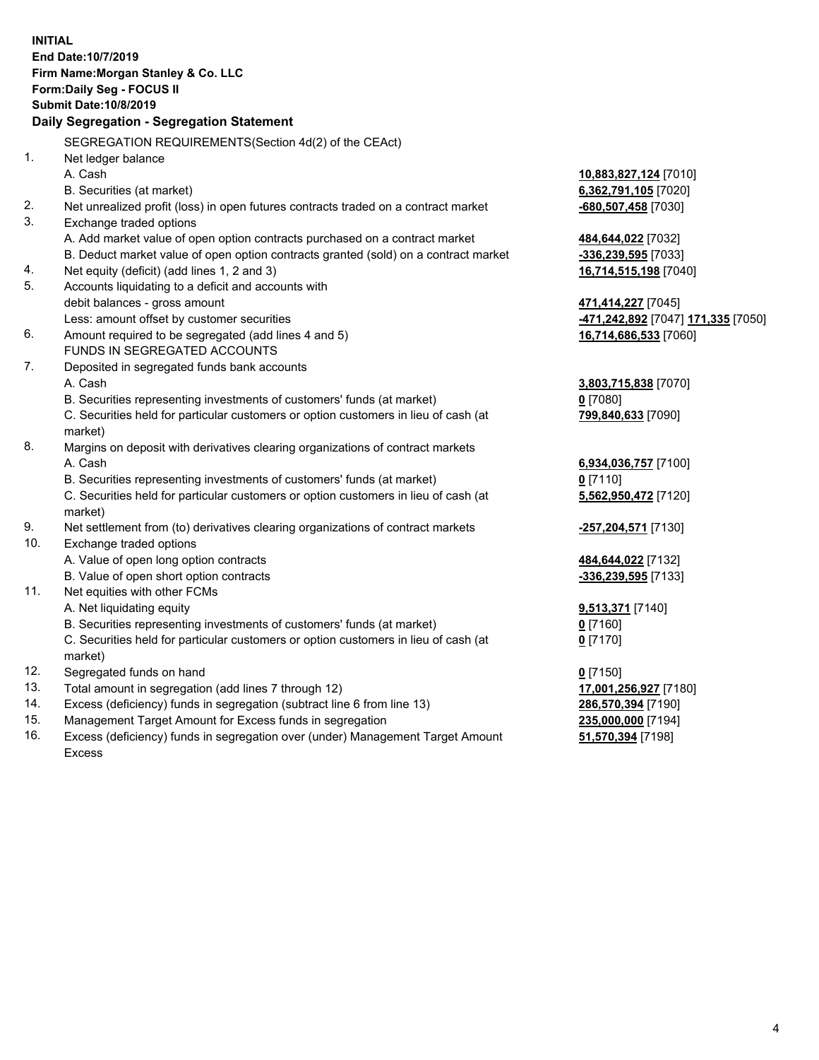**INITIAL**
**End Date:10/7/2019**
**Firm Name:Morgan Stanley & Co. LLC**
**Form:Daily Seg - FOCUS II**
**Submit Date:10/8/2019**
**Daily Segregation - Segregation Statement**

SEGREGATION REQUIREMENTS(Section 4d(2) of the CEAct)

| | | |
|---|---|---|
| 1. | Net ledger balance | |
| | A. Cash | **10,883,827,124** [7010] |
| | B. Securities (at market) | **6,362,791,105** [7020] |
| 2. | Net unrealized profit (loss) in open futures contracts traded on a contract market | **-680,507,458** [7030] |
| 3. | Exchange traded options | |
| | A. Add market value of open option contracts purchased on a contract market | **484,644,022** [7032] |
| | B. Deduct market value of open option contracts granted (sold) on a contract market | **-336,239,595** [7033] |
| 4. | Net equity (deficit) (add lines 1, 2 and 3) | **16,714,515,198** [7040] |
| 5. | Accounts liquidating to a deficit and accounts with debit balances - gross amount | **471,414,227** [7045] |
| | Less: amount offset by customer securities | **-471,242,892** [7047] **171,335** [7050] |
| 6. | Amount required to be segregated (add lines 4 and 5) | **16,714,686,533** [7060] |
| | FUNDS IN SEGREGATED ACCOUNTS | |
| 7. | Deposited in segregated funds bank accounts | |
| | A. Cash | **3,803,715,838** [7070] |
| | B. Securities representing investments of customers' funds (at market) | **0** [7080] |
| | C. Securities held for particular customers or option customers in lieu of cash (at market) | **799,840,633** [7090] |
| 8. | Margins on deposit with derivatives clearing organizations of contract markets | |
| | A. Cash | **6,934,036,757** [7100] |
| | B. Securities representing investments of customers' funds (at market) | **0** [7110] |
| | C. Securities held for particular customers or option customers in lieu of cash (at market) | **5,562,950,472** [7120] |
| 9. | Net settlement from (to) derivatives clearing organizations of contract markets | **-257,204,571** [7130] |
| 10. | Exchange traded options | |
| | A. Value of open long option contracts | **484,644,022** [7132] |
| | B. Value of open short option contracts | **-336,239,595** [7133] |
| 11. | Net equities with other FCMs | |
| | A. Net liquidating equity | **9,513,371** [7140] |
| | B. Securities representing investments of customers' funds (at market) | **0** [7160] |
| | C. Securities held for particular customers or option customers in lieu of cash (at market) | **0** [7170] |
| 12. | Segregated funds on hand | **0** [7150] |
| 13. | Total amount in segregation (add lines 7 through 12) | **17,001,256,927** [7180] |
| 14. | Excess (deficiency) funds in segregation (subtract line 6 from line 13) | **286,570,394** [7190] |
| 15. | Management Target Amount for Excess funds in segregation | **235,000,000** [7194] |
| 16. | Excess (deficiency) funds in segregation over (under) Management Target Amount Excess | **51,570,394** [7198] |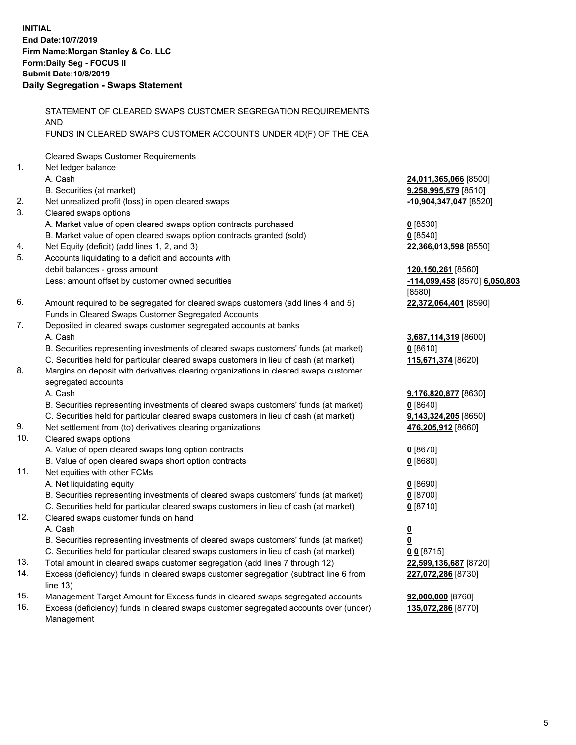**INITIAL**
**End Date:10/7/2019**
**Firm Name:Morgan Stanley & Co. LLC**
**Form:Daily Seg - FOCUS II**
**Submit Date:10/8/2019**
**Daily Segregation - Swaps Statement**

STATEMENT OF CLEARED SWAPS CUSTOMER SEGREGATION REQUIREMENTS AND FUNDS IN CLEARED SWAPS CUSTOMER ACCOUNTS UNDER 4D(F) OF THE CEA

| | | |
|---|---|---|
| | Cleared Swaps Customer Requirements | |
| 1. | Net ledger balance | |
| | A. Cash | **24,011,365,066** [8500] |
| | B. Securities (at market) | **9,258,995,579** [8510] |
| 2. | Net unrealized profit (loss) in open cleared swaps | **-10,904,347,047** [8520] |
| 3. | Cleared swaps options | |
| | A. Market value of open cleared swaps option contracts purchased | **0** [8530] |
| | B. Market value of open cleared swaps option contracts granted (sold) | **0** [8540] |
| 4. | Net Equity (deficit) (add lines 1, 2, and 3) | **22,366,013,598** [8550] |
| 5. | Accounts liquidating to a deficit and accounts with debit balances - gross amount | **120,150,261** [8560] |
| | Less: amount offset by customer owned securities | **-114,099,458** [8570] **6,050,803** [8580] |
| 6. | Amount required to be segregated for cleared swaps customers (add lines 4 and 5) | **22,372,064,401** [8590] |
| | Funds in Cleared Swaps Customer Segregated Accounts | |
| 7. | Deposited in cleared swaps customer segregated accounts at banks | |
| | A. Cash | **3,687,114,319** [8600] |
| | B. Securities representing investments of cleared swaps customers' funds (at market) | **0** [8610] |
| | C. Securities held for particular cleared swaps customers in lieu of cash (at market) | **115,671,374** [8620] |
| 8. | Margins on deposit with derivatives clearing organizations in cleared swaps customer segregated accounts | |
| | A. Cash | **9,176,820,877** [8630] |
| | B. Securities representing investments of cleared swaps customers' funds (at market) | **0** [8640] |
| | C. Securities held for particular cleared swaps customers in lieu of cash (at market) | **9,143,324,205** [8650] |
| 9. | Net settlement from (to) derivatives clearing organizations | **476,205,912** [8660] |
| 10. | Cleared swaps options | |
| | A. Value of open cleared swaps long option contracts | **0** [8670] |
| | B. Value of open cleared swaps short option contracts | **0** [8680] |
| 11. | Net equities with other FCMs | |
| | A. Net liquidating equity | **0** [8690] |
| | B. Securities representing investments of cleared swaps customers' funds (at market) | **0** [8700] |
| | C. Securities held for particular cleared swaps customers in lieu of cash (at market) | **0** [8710] |
| 12. | Cleared swaps customer funds on hand | |
| | A. Cash | **0** |
| | B. Securities representing investments of cleared swaps customers' funds (at market) | **0** |
| | C. Securities held for particular cleared swaps customers in lieu of cash (at market) | **0** **0** [8715] |
| 13. | Total amount in cleared swaps customer segregation (add lines 7 through 12) | **22,599,136,687** [8720] |
| 14. | Excess (deficiency) funds in cleared swaps customer segregation (subtract line 6 from line 13) | **227,072,286** [8730] |
| 15. | Management Target Amount for Excess funds in cleared swaps segregated accounts | **92,000,000** [8760] |
| 16. | Excess (deficiency) funds in cleared swaps customer segregated accounts over (under) Management | **135,072,286** [8770] |